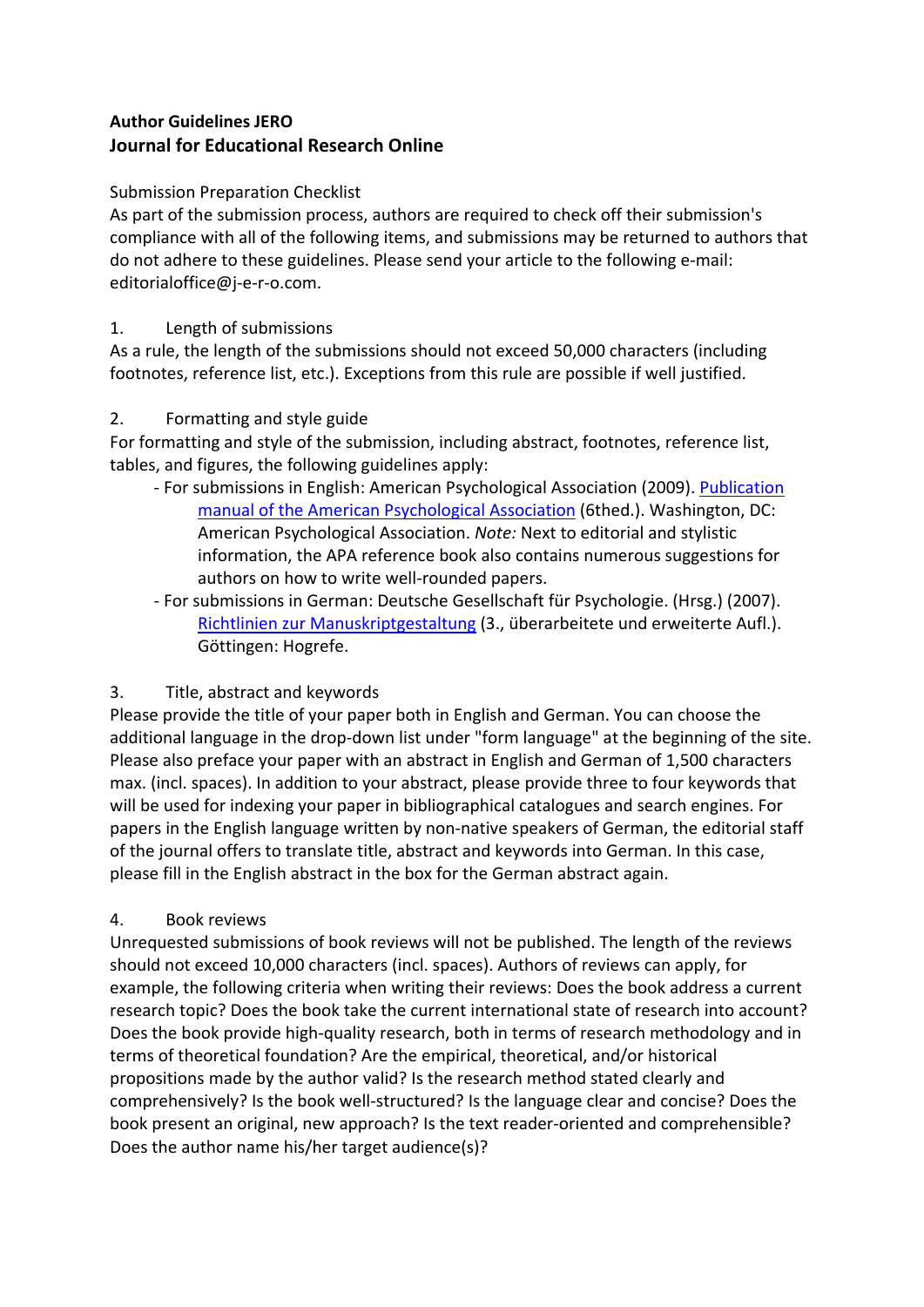**Author Guidelines JERO**
**Journal for Educational Research Online**

Submission Preparation Checklist
As part of the submission process, authors are required to check off their submission's compliance with all of the following items, and submissions may be returned to authors that do not adhere to these guidelines. Please send your article to the following e-mail: editorialoffice@j-e-r-o.com.

1. Length of submissions

As a rule, the length of the submissions should not exceed 50,000 characters (including footnotes, reference list, etc.). Exceptions from this rule are possible if well justified.

2. Formatting and style guide

For formatting and style of the submission, including abstract, footnotes, reference list, tables, and figures, the following guidelines apply:

- For submissions in English: American Psychological Association (2009). Publication manual of the American Psychological Association (6thed.). Washington, DC: American Psychological Association. *Note:* Next to editorial and stylistic information, the APA reference book also contains numerous suggestions for authors on how to write well-rounded papers.
- For submissions in German: Deutsche Gesellschaft für Psychologie. (Hrsg.) (2007). Richtlinien zur Manuskriptgestaltung (3., überarbeitete und erweiterte Aufl.). Göttingen: Hogrefe.

3. Title, abstract and keywords

Please provide the title of your paper both in English and German. You can choose the additional language in the drop-down list under "form language" at the beginning of the site. Please also preface your paper with an abstract in English and German of 1,500 characters max. (incl. spaces). In addition to your abstract, please provide three to four keywords that will be used for indexing your paper in bibliographical catalogues and search engines. For papers in the English language written by non-native speakers of German, the editorial staff of the journal offers to translate title, abstract and keywords into German. In this case, please fill in the English abstract in the box for the German abstract again.

4. Book reviews

Unrequested submissions of book reviews will not be published. The length of the reviews should not exceed 10,000 characters (incl. spaces). Authors of reviews can apply, for example, the following criteria when writing their reviews: Does the book address a current research topic? Does the book take the current international state of research into account? Does the book provide high-quality research, both in terms of research methodology and in terms of theoretical foundation? Are the empirical, theoretical, and/or historical propositions made by the author valid? Is the research method stated clearly and comprehensively? Is the book well-structured? Is the language clear and concise? Does the book present an original, new approach? Is the text reader-oriented and comprehensible? Does the author name his/her target audience(s)?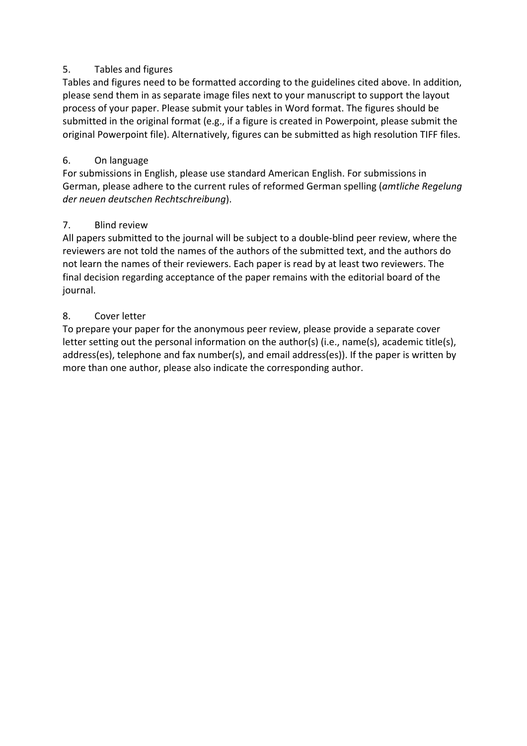## 5. Tables and figures

Tables and figures need to be formatted according to the guidelines cited above. In addition, please send them in as separate image files next to your manuscript to support the layout process of your paper. Please submit your tables in Word format. The figures should be submitted in the original format (e.g., if a figure is created in Powerpoint, please submit the original Powerpoint file). Alternatively, figures can be submitted as high resolution TIFF files.

## 6. On language

For submissions in English, please use standard American English. For submissions in German, please adhere to the current rules of reformed German spelling (*amtliche Regelung der neuen deutschen Rechtschreibung*).

## 7. Blind review

All papers submitted to the journal will be subject to a double-blind peer review, where the reviewers are not told the names of the authors of the submitted text, and the authors do not learn the names of their reviewers. Each paper is read by at least two reviewers. The final decision regarding acceptance of the paper remains with the editorial board of the journal.

## 8. Cover letter

To prepare your paper for the anonymous peer review, please provide a separate cover letter setting out the personal information on the author(s) (i.e., name(s), academic title(s), address(es), telephone and fax number(s), and email address(es)). If the paper is written by more than one author, please also indicate the corresponding author.